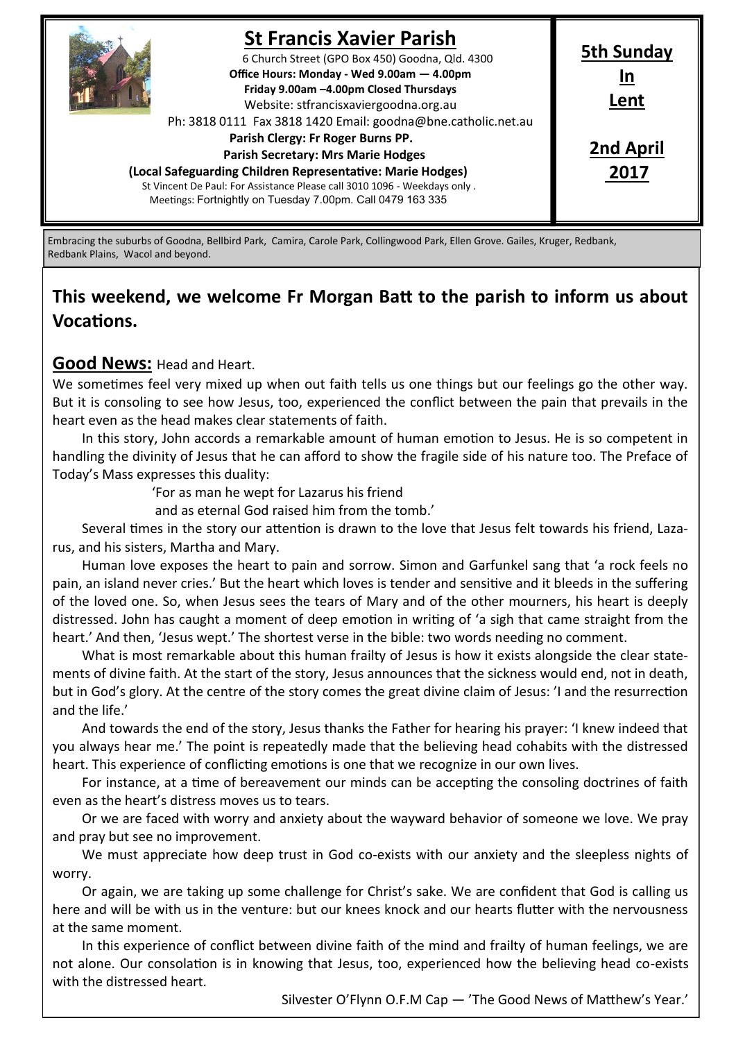# St Francis Xavier Parish

6 Church Street (GPO Box 450) Goodna, Qld. 4300
**Office Hours: Monday - Wed 9.00am — 4.00pm**
**Friday 9.00am –4.00pm Closed Thursdays**
Website: stfrancisxaviergoodna.org.au
Ph: 3818 0111 Fax 3818 1420 Email: goodna@bne.catholic.net.au
**Parish Clergy: Fr Roger Burns PP.**
**Parish Secretary: Mrs Marie Hodges**
**(Local Safeguarding Children Representative: Marie Hodges)**
St Vincent De Paul: For Assistance Please call 3010 1096 - Weekdays only .
Meetings: Fortnightly on Tuesday 7.00pm. Call 0479 163 335

**5th Sunday In Lent**

**2nd April 2017**

Embracing the suburbs of Goodna, Bellbird Park, Camira, Carole Park, Collingwood Park, Ellen Grove. Gailes, Kruger, Redbank, Redbank Plains, Wacol and beyond.

## This weekend, we welcome Fr Morgan Batt to the parish to inform us about Vocations.

**Good News:** Head and Heart.

We sometimes feel very mixed up when out faith tells us one things but our feelings go the other way. But it is consoling to see how Jesus, too, experienced the conflict between the pain that prevails in the heart even as the head makes clear statements of faith.

In this story, John accords a remarkable amount of human emotion to Jesus. He is so competent in handling the divinity of Jesus that he can afford to show the fragile side of his nature too. The Preface of Today's Mass expresses this duality:

'For as man he wept for Lazarus his friend
and as eternal God raised him from the tomb.'

Several times in the story our attention is drawn to the love that Jesus felt towards his friend, Lazarus, and his sisters, Martha and Mary.

Human love exposes the heart to pain and sorrow. Simon and Garfunkel sang that 'a rock feels no pain, an island never cries.' But the heart which loves is tender and sensitive and it bleeds in the suffering of the loved one. So, when Jesus sees the tears of Mary and of the other mourners, his heart is deeply distressed. John has caught a moment of deep emotion in writing of 'a sigh that came straight from the heart.' And then, 'Jesus wept.' The shortest verse in the bible: two words needing no comment.

What is most remarkable about this human frailty of Jesus is how it exists alongside the clear statements of divine faith. At the start of the story, Jesus announces that the sickness would end, not in death, but in God's glory. At the centre of the story comes the great divine claim of Jesus: 'I and the resurrection and the life.'

And towards the end of the story, Jesus thanks the Father for hearing his prayer: 'I knew indeed that you always hear me.' The point is repeatedly made that the believing head cohabits with the distressed heart. This experience of conflicting emotions is one that we recognize in our own lives.

For instance, at a time of bereavement our minds can be accepting the consoling doctrines of faith even as the heart's distress moves us to tears.

Or we are faced with worry and anxiety about the wayward behavior of someone we love. We pray and pray but see no improvement.

We must appreciate how deep trust in God co-exists with our anxiety and the sleepless nights of worry.

Or again, we are taking up some challenge for Christ's sake. We are confident that God is calling us here and will be with us in the venture: but our knees knock and our hearts flutter with the nervousness at the same moment.

In this experience of conflict between divine faith of the mind and frailty of human feelings, we are not alone. Our consolation is in knowing that Jesus, too, experienced how the believing head co-exists with the distressed heart.

Silvester O'Flynn O.F.M Cap — 'The Good News of Matthew's Year.'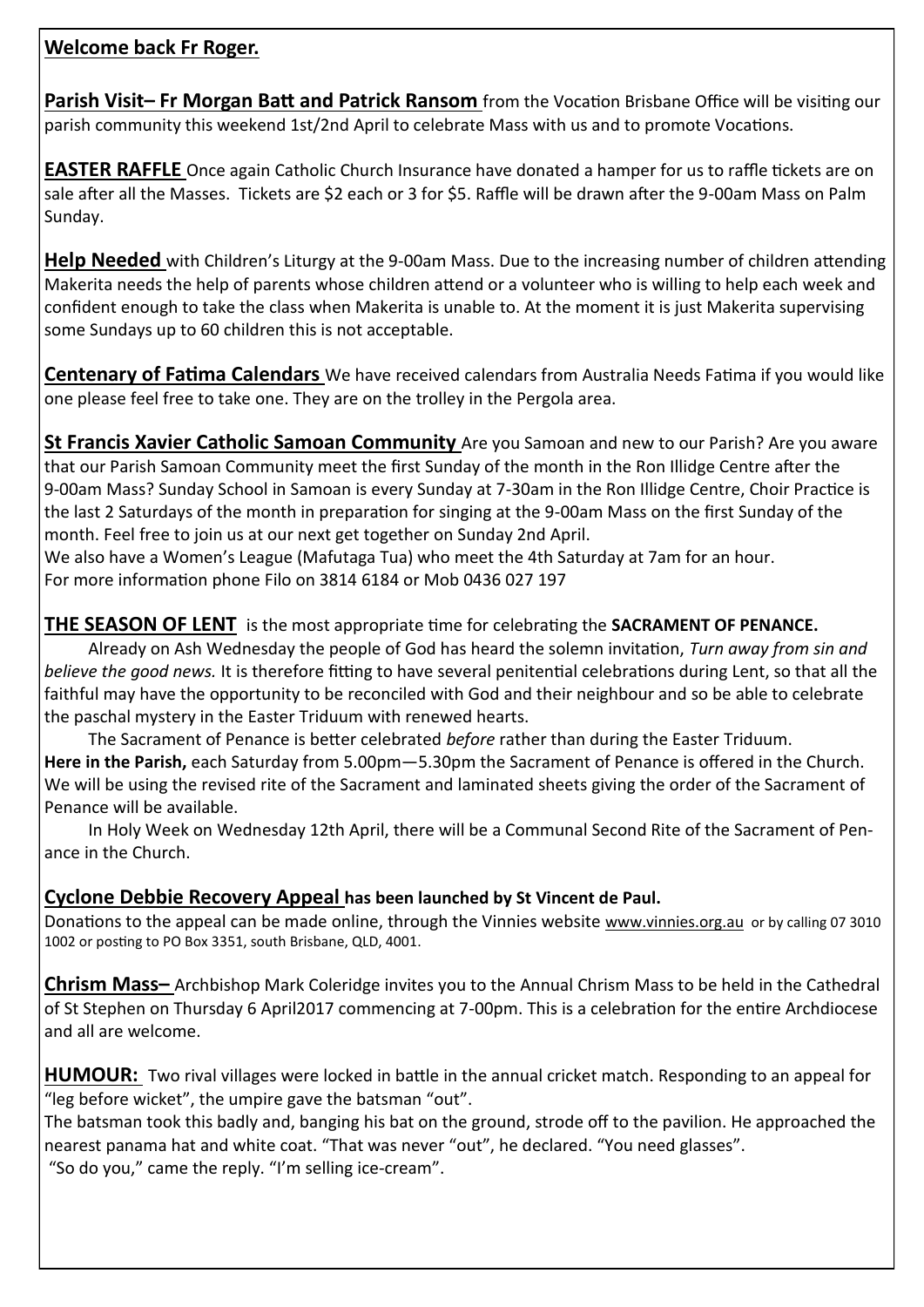**Welcome back Fr Roger.**

**Parish Visit– Fr Morgan Batt and Patrick Ransom** from the Vocation Brisbane Office will be visiting our parish community this weekend 1st/2nd April to celebrate Mass with us and to promote Vocations.

**EASTER RAFFLE** Once again Catholic Church Insurance have donated a hamper for us to raffle tickets are on sale after all the Masses. Tickets are $2 each or 3 for $5. Raffle will be drawn after the 9-00am Mass on Palm Sunday.

**Help Needed** with Children's Liturgy at the 9-00am Mass. Due to the increasing number of children attending Makerita needs the help of parents whose children attend or a volunteer who is willing to help each week and confident enough to take the class when Makerita is unable to. At the moment it is just Makerita supervising some Sundays up to 60 children this is not acceptable.

**Centenary of Fatima Calendars** We have received calendars from Australia Needs Fatima if you would like one please feel free to take one. They are on the trolley in the Pergola area.

**St Francis Xavier Catholic Samoan Community** Are you Samoan and new to our Parish? Are you aware that our Parish Samoan Community meet the first Sunday of the month in the Ron Illidge Centre after the 9-00am Mass? Sunday School in Samoan is every Sunday at 7-30am in the Ron Illidge Centre, Choir Practice is the last 2 Saturdays of the month in preparation for singing at the 9-00am Mass on the first Sunday of the month. Feel free to join us at our next get together on Sunday 2nd April.
We also have a Women's League (Mafutaga Tua) who meet the 4th Saturday at 7am for an hour.
For more information phone Filo on 3814 6184 or Mob 0436 027 197

**THE SEASON OF LENT** is the most appropriate time for celebrating the **SACRAMENT OF PENANCE.**

Already on Ash Wednesday the people of God has heard the solemn invitation, *Turn away from sin and believe the good news.* It is therefore fitting to have several penitential celebrations during Lent, so that all the faithful may have the opportunity to be reconciled with God and their neighbour and so be able to celebrate the paschal mystery in the Easter Triduum with renewed hearts.

The Sacrament of Penance is better celebrated *before* rather than during the Easter Triduum.
**Here in the Parish,** each Saturday from 5.00pm—5.30pm the Sacrament of Penance is offered in the Church. We will be using the revised rite of the Sacrament and laminated sheets giving the order of the Sacrament of Penance will be available.

In Holy Week on Wednesday 12th April, there will be a Communal Second Rite of the Sacrament of Penance in the Church.

**Cyclone Debbie Recovery Appeal has been launched by St Vincent de Paul.**
Donations to the appeal can be made online, through the Vinnies website www.vinnies.org.au or by calling 07 3010 1002 or posting to PO Box 3351, south Brisbane, QLD, 4001.

**Chrism Mass–** Archbishop Mark Coleridge invites you to the Annual Chrism Mass to be held in the Cathedral of St Stephen on Thursday 6 April2017 commencing at 7-00pm. This is a celebration for the entire Archdiocese and all are welcome.

**HUMOUR:** Two rival villages were locked in battle in the annual cricket match. Responding to an appeal for "leg before wicket", the umpire gave the batsman "out".
The batsman took this badly and, banging his bat on the ground, strode off to the pavilion. He approached the nearest panama hat and white coat. "That was never "out", he declared. "You need glasses".
"So do you," came the reply. "I'm selling ice-cream".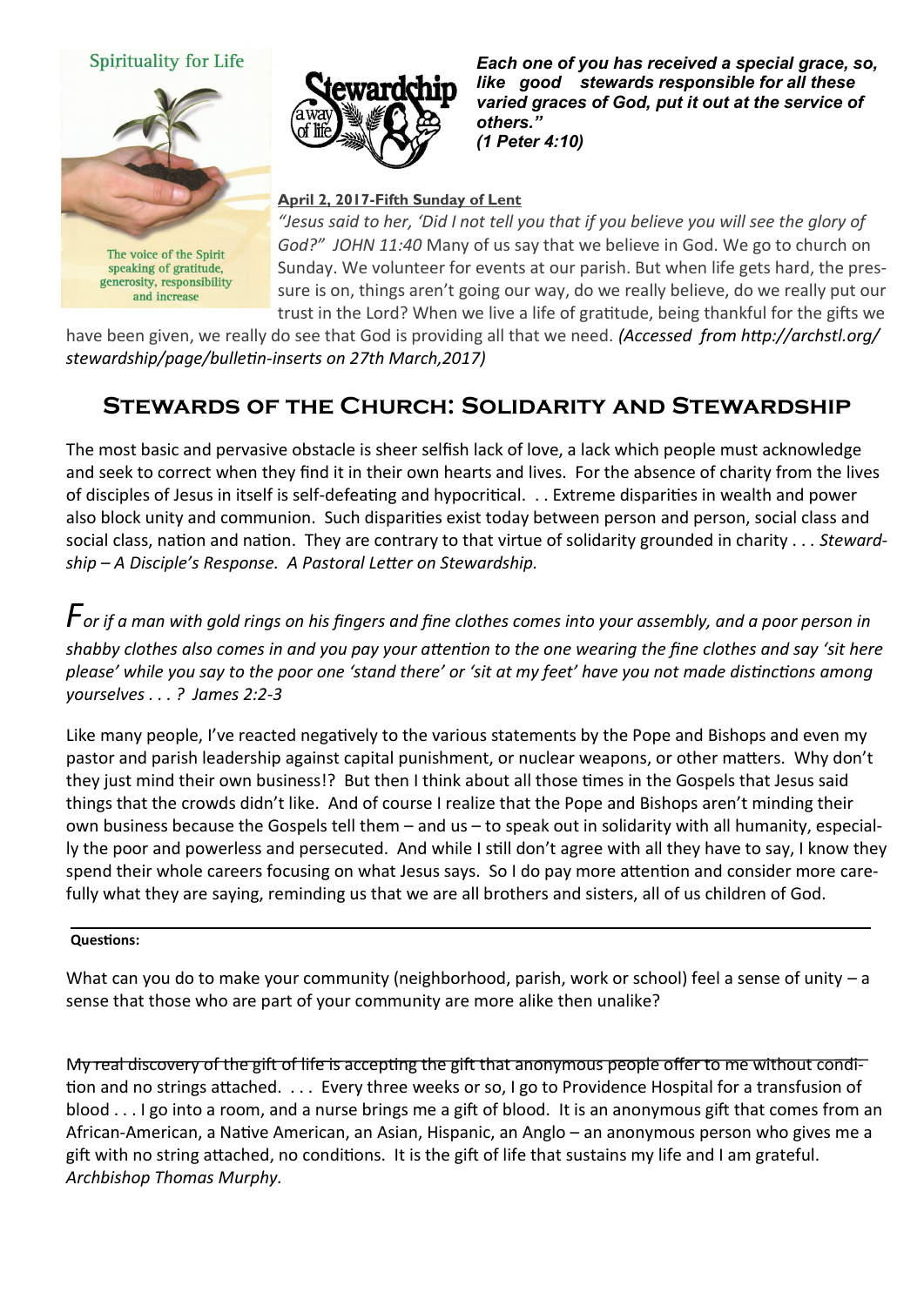Spirituality for Life

The voice of the Spirit speaking of gratitude, generosity, responsibility and increase

Stewardship a way of life

***Each one of you has received a special grace, so, like good stewards responsible for all these varied graces of God, put it out at the service of others." (1 Peter 4:10)***

**April 2, 2017-Fifth Sunday of Lent**

*"Jesus said to her, 'Did I not tell you that if you believe you will see the glory of God?" JOHN 11:40* Many of us say that we believe in God. We go to church on Sunday. We volunteer for events at our parish. But when life gets hard, the pressure is on, things aren't going our way, do we really believe, do we really put our trust in the Lord? When we live a life of gratitude, being thankful for the gifts we have been given, we really do see that God is providing all that we need. *(Accessed from http://archstl.org/stewardship/page/bulletin-inserts on 27th March,2017)*

## Stewards of the Church: Solidarity and Stewardship

The most basic and pervasive obstacle is sheer selfish lack of love, a lack which people must acknowledge and seek to correct when they find it in their own hearts and lives. For the absence of charity from the lives of disciples of Jesus in itself is self-defeating and hypocritical. . . Extreme disparities in wealth and power also block unity and communion. Such disparities exist today between person and person, social class and social class, nation and nation. They are contrary to that virtue of solidarity grounded in charity . . . *Stewardship – A Disciple's Response. A Pastoral Letter on Stewardship.*

*For if a man with gold rings on his fingers and fine clothes comes into your assembly, and a poor person in shabby clothes also comes in and you pay your attention to the one wearing the fine clothes and say 'sit here please' while you say to the poor one 'stand there' or 'sit at my feet' have you not made distinctions among yourselves . . . ? James 2:2-3*

Like many people, I've reacted negatively to the various statements by the Pope and Bishops and even my pastor and parish leadership against capital punishment, or nuclear weapons, or other matters. Why don't they just mind their own business!? But then I think about all those times in the Gospels that Jesus said things that the crowds didn't like. And of course I realize that the Pope and Bishops aren't minding their own business because the Gospels tell them – and us – to speak out in solidarity with all humanity, especially the poor and powerless and persecuted. And while I still don't agree with all they have to say, I know they spend their whole careers focusing on what Jesus says. So I do pay more attention and consider more carefully what they are saying, reminding us that we are all brothers and sisters, all of us children of God.

**Questions:**

What can you do to make your community (neighborhood, parish, work or school) feel a sense of unity – a sense that those who are part of your community are more alike then unalike?

My real discovery of the gift of life is accepting the gift that anonymous people offer to me without condition and no strings attached. . . . Every three weeks or so, I go to Providence Hospital for a transfusion of blood . . . I go into a room, and a nurse brings me a gift of blood. It is an anonymous gift that comes from an African-American, a Native American, an Asian, Hispanic, an Anglo – an anonymous person who gives me a gift with no string attached, no conditions. It is the gift of life that sustains my life and I am grateful. *Archbishop Thomas Murphy.*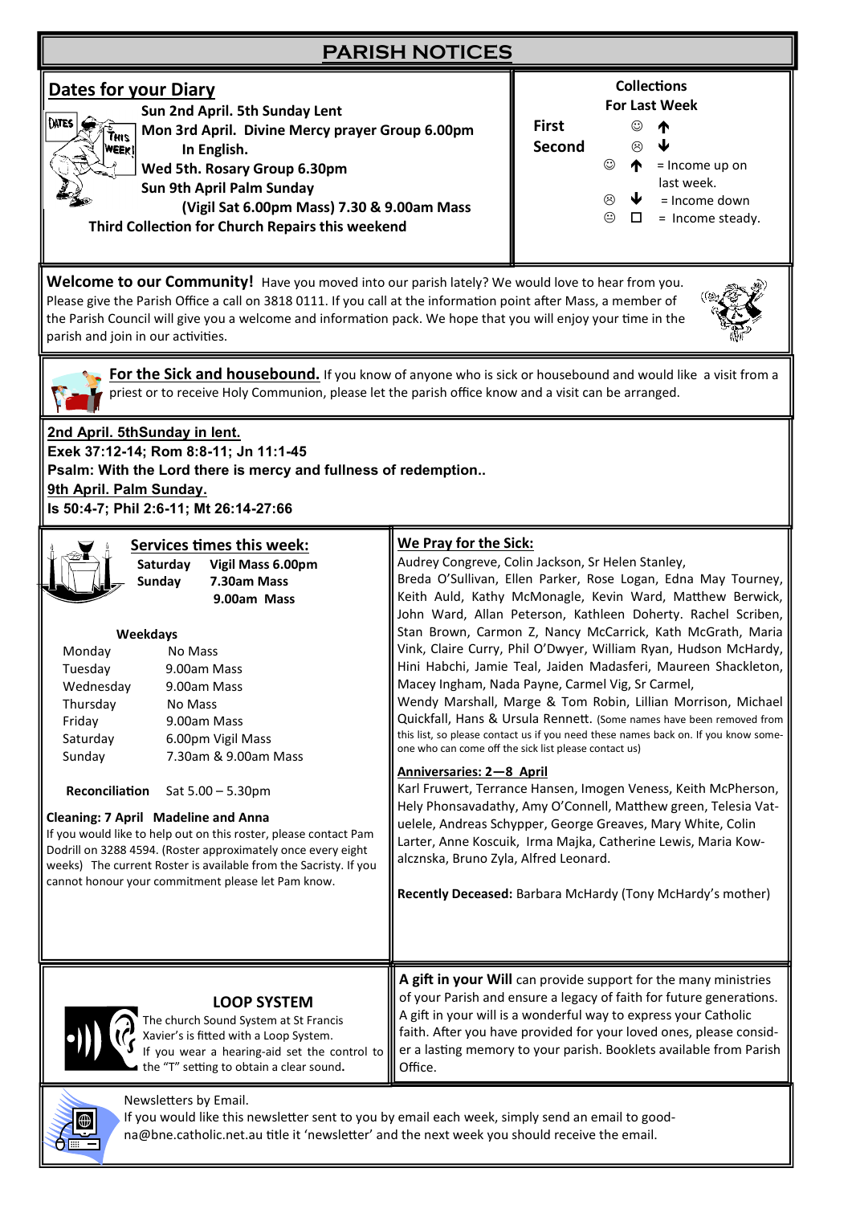# PARISH NOTICES

## Dates for your Diary

**Sun 2nd April. 5th Sunday Lent**
**Mon 3rd April. Divine Mercy prayer Group 6.00pm In English.**
**Wed 5th. Rosary Group 6.30pm**
**Sun 9th April Palm Sunday**
**(Vigil Sat 6.00pm Mass) 7.30 & 9.00am Mass**
**Third Collection for Church Repairs this weekend**

## Collections For Last Week

| | | |
|---|---|---|
| **First** | ☺ | ↑ |
| **Second** | ☹ | ↓ |

☺ ↑ = Income up on last week.
☹ ↓ = Income down
😐 ☐ = Income steady.

**Welcome to our Community!** Have you moved into our parish lately? We would love to hear from you. Please give the Parish Office a call on 3818 0111. If you call at the information point after Mass, a member of the Parish Council will give you a welcome and information pack. We hope that you will enjoy your time in the parish and join in our activities.

**For the Sick and housebound.** If you know of anyone who is sick or housebound and would like a visit from a priest or to receive Holy Communion, please let the parish office know and a visit can be arranged.

**2nd April. 5thSunday in lent.**
**Exek 37:12-14; Rom 8:8-11; Jn 11:1-45**
**Psalm: With the Lord there is mercy and fullness of redemption..**
**9th April. Palm Sunday.**
**Is 50:4-7; Phil 2:6-11; Mt 26:14-27:66**

## Services times this week:

| | |
|---|---|
| **Saturday** | **Vigil Mass 6.00pm** |
| **Sunday** | **7.30am Mass** |
| | **9.00am Mass** |

**Weekdays**

| | |
|---|---|
| Monday | No Mass |
| Tuesday | 9.00am Mass |
| Wednesday | 9.00am Mass |
| Thursday | No Mass |
| Friday | 9.00am Mass |
| Saturday | 6.00pm Vigil Mass |
| Sunday | 7.30am & 9.00am Mass |

**Reconciliation** Sat 5.00 – 5.30pm

**Cleaning: 7 April Madeline and Anna**
If you would like to help out on this roster, please contact Pam Dodrill on 3288 4594. (Roster approximately once every eight weeks) The current Roster is available from the Sacristy. If you cannot honour your commitment please let Pam know.

## We Pray for the Sick:

Audrey Congreve, Colin Jackson, Sr Helen Stanley,
Breda O'Sullivan, Ellen Parker, Rose Logan, Edna May Tourney, Keith Auld, Kathy McMonagle, Kevin Ward, Matthew Berwick, John Ward, Allan Peterson, Kathleen Doherty. Rachel Scriben, Stan Brown, Carmon Z, Nancy McCarrick, Kath McGrath, Maria Vink, Claire Curry, Phil O'Dwyer, William Ryan, Hudson McHardy, Hini Habchi, Jamie Teal, Jaiden Madasferi, Maureen Shackleton, Macey Ingham, Nada Payne, Carmel Vig, Sr Carmel,
Wendy Marshall, Marge & Tom Robin, Lillian Morrison, Michael Quickfall, Hans & Ursula Rennett. (Some names have been removed from this list, so please contact us if you need these names back on. If you know someone who can come off the sick list please contact us)

**Anniversaries: 2—8 April**
Karl Fruwert, Terrance Hansen, Imogen Veness, Keith McPherson, Hely Phonsavadathy, Amy O'Connell, Matthew green, Telesia Vatuelele, Andreas Schypper, George Greaves, Mary White, Colin Larter, Anne Koscuik, Irma Majka, Catherine Lewis, Maria Kowalcznska, Bruno Zyla, Alfred Leonard.

**Recently Deceased:** Barbara McHardy (Tony McHardy's mother)

## LOOP SYSTEM

The church Sound System at St Francis Xavier's is fitted with a Loop System. If you wear a hearing-aid set the control to the "T" setting to obtain a clear sound**.**

**A gift in your Will** can provide support for the many ministries of your Parish and ensure a legacy of faith for future generations. A gift in your will is a wonderful way to express your Catholic faith. After you have provided for your loved ones, please consider a lasting memory to your parish. Booklets available from Parish Office.

Newsletters by Email.
If you would like this newsletter sent to you by email each week, simply send an email to goodna@bne.catholic.net.au title it 'newsletter' and the next week you should receive the email.